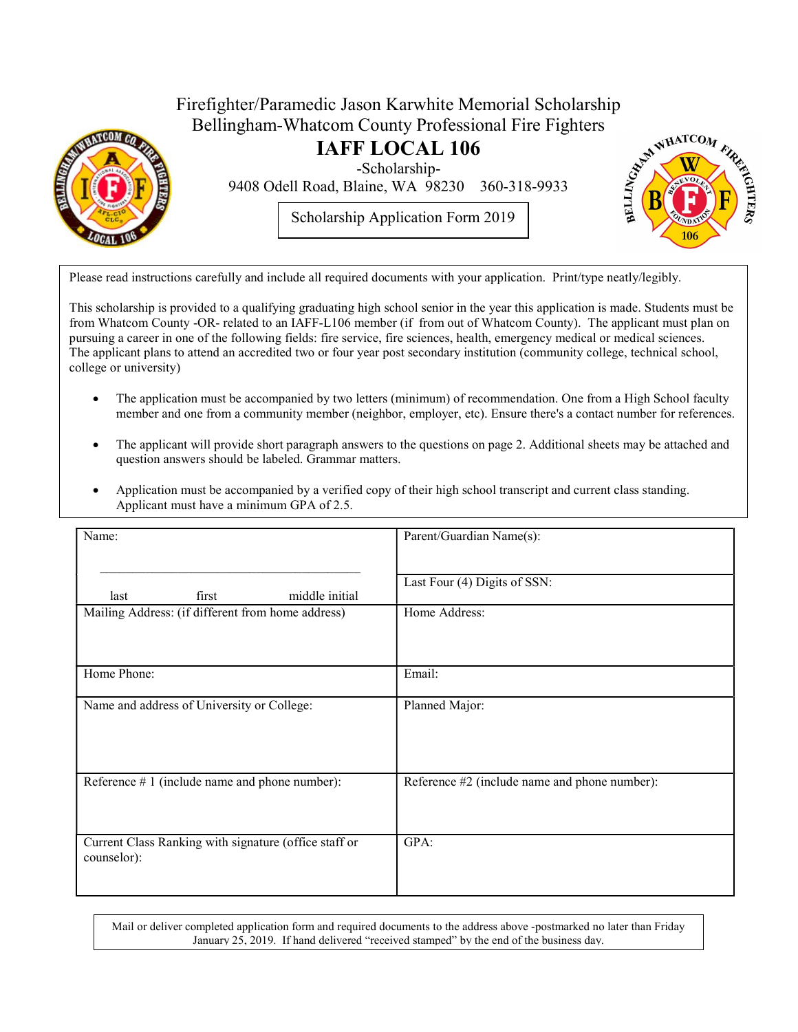# Firefighter/Paramedic Jason Karwhite Memorial Scholarship

## Bellingham-Whatcom County Professional Fire Fighters

## IAFF LOCAL 106

-Scholarship-

9408 Odell Road, Blaine, WA 98230 360-318-9933

**Scholarship Application Form 2019**

Please read instructions carefully and include all required documents with your application. Print/type neatly/legibly.

This scholarship is provided to a qualifying graduating high school senior in the year this application is made. Students must be from Whatcom County -OR- related to an IAFF-L106 member (if from out of Whatcom County). The applicant must plan on pursuing a career in one of the following fields: fire service, fire sciences, health, emergency medical or medical sciences. The applicant plans to attend an accredited two or four year post secondary institution (community college, technical school, college or university)

- The application must be accompanied by two letters (minimum) of recommendation. One from a High School faculty member and one from a community member (neighbor, employer, etc). Ensure there's a contact number for references.
- The applicant will provide short paragraph answers to the questions on page 2. Additional sheets may be attached and question answers should be labeled. Grammar matters.
- Application must be accompanied by a verified copy of their high school transcript and current class standing. Applicant must have a minimum GPA of 2.5.

| | |
|---|---|
| Name:<br>\_\_\_\_\_\_\_\_\_\_\_\_\_\_\_\_\_\_\_\_\_\_\_\_\_\_\_\_\_\_\_\_\_\_\_\_\_\_\_\_<br>last first middle initial | Parent/Guardian Name(s):<br><br>Last Four (4) Digits of SSN: |
| Mailing Address: (if different from home address) | Home Address: |
| Home Phone: | Email: |
| Name and address of University or College: | Planned Major: |
| Reference # 1 (include name and phone number): | Reference #2 (include name and phone number): |
| Current Class Ranking with signature (office staff or counselor): | GPA: |

Mail or deliver completed application form and required documents to the address above -postmarked no later than Friday January 25, 2019. If hand delivered "received stamped" by the end of the business day.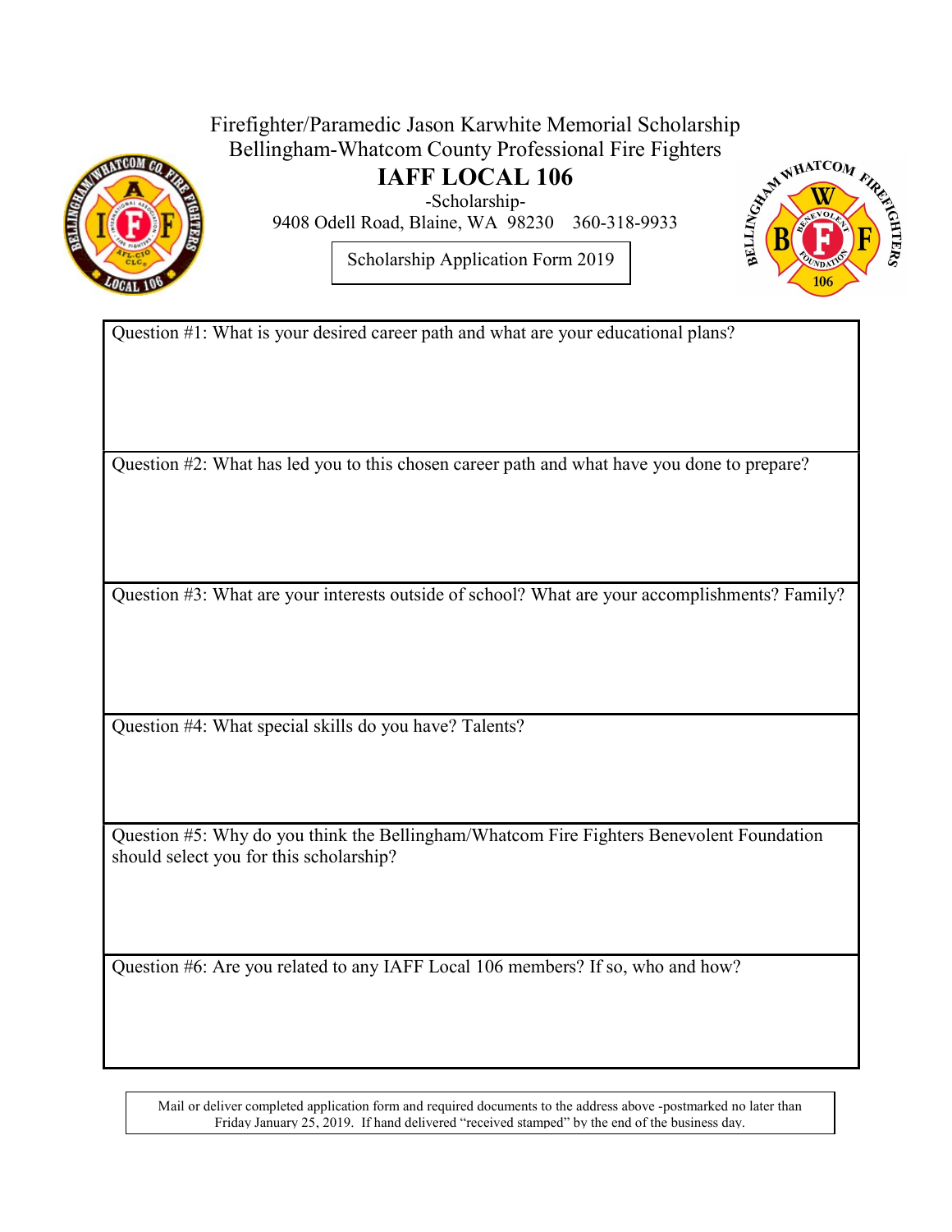Firefighter/Paramedic Jason Karwhite Memorial Scholarship
Bellingham-Whatcom County Professional Fire Fighters

# IAFF LOCAL 106

-Scholarship-

9408 Odell Road, Blaine, WA 98230 360-318-9933

Scholarship Application Form 2019

Question #1: What is your desired career path and what are your educational plans?

Question #2: What has led you to this chosen career path and what have you done to prepare?

Question #3: What are your interests outside of school? What are your accomplishments? Family?

Question #4: What special skills do you have? Talents?

Question #5: Why do you think the Bellingham/Whatcom Fire Fighters Benevolent Foundation should select you for this scholarship?

Question #6: Are you related to any IAFF Local 106 members? If so, who and how?

Mail or deliver completed application form and required documents to the address above -postmarked no later than Friday January 25, 2019. If hand delivered "received stamped" by the end of the business day.